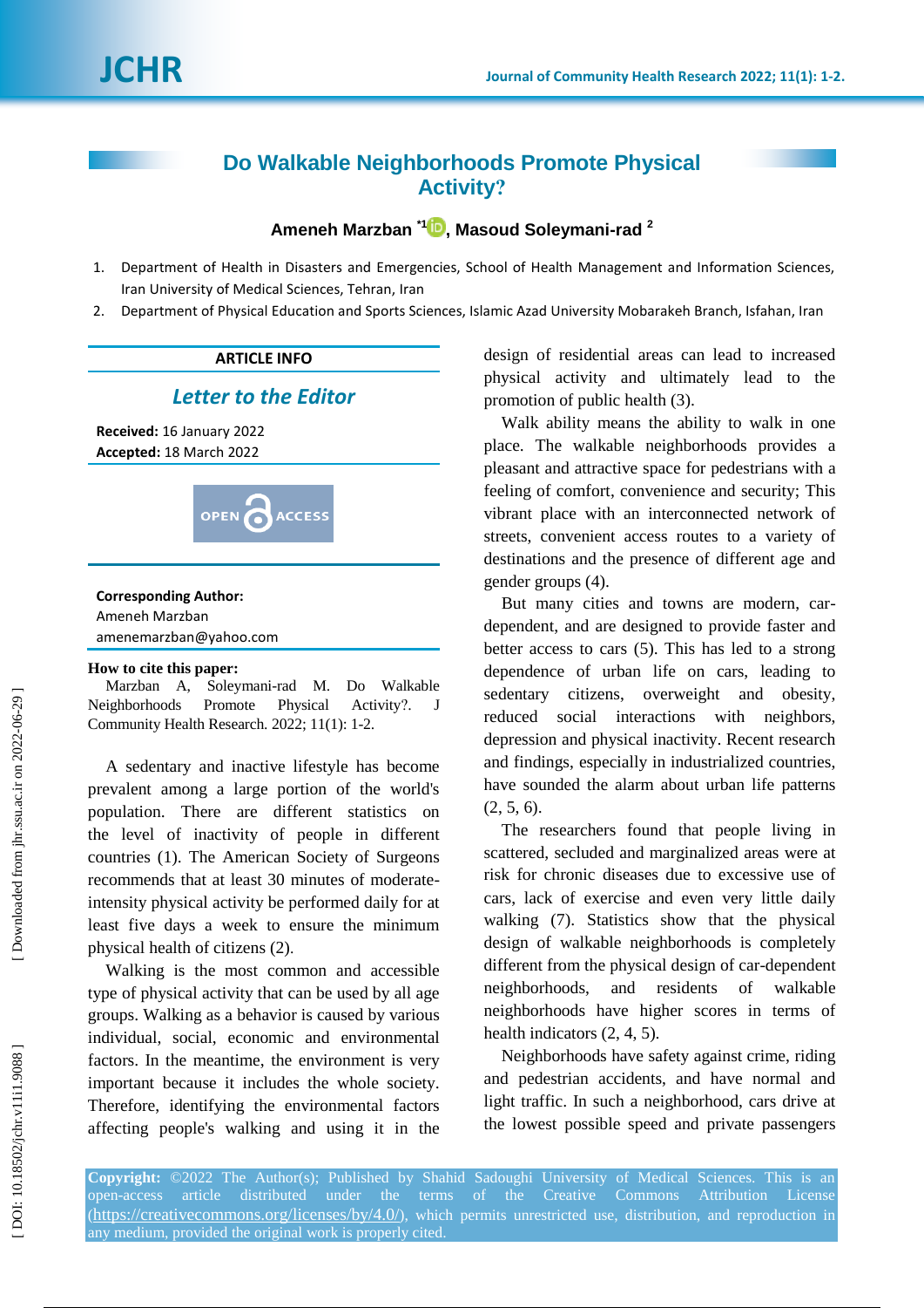# Do Walkable Neighborhoods Promote Physical Activity?

**Ameneh Marzban** [*1], **Masoud Soleymani-rad** [2]

1. Department of Health in Disasters and Emergencies, School of Health Management and Information Sciences, Iran University of Medical Sciences, Tehran, Iran
2. Department of Physical Education and Sports Sciences, Islamic Azad University Mobarakeh Branch, Isfahan, Iran

**ARTICLE INFO**

*Letter to the Editor*

**Received:** 16 January 2022
**Accepted:** 18 March 2022

OPEN ACCESS

**Corresponding Author:**
Ameneh Marzban
amenemarzban@yahoo.com

**How to cite this paper:**
Marzban A, Soleymani-rad M. Do Walkable Neighborhoods Promote Physical Activity?. J Community Health Research. 2022; 11(1): 1-2.

A sedentary and inactive lifestyle has become prevalent among a large portion of the world's population. There are different statistics on the level of inactivity of people in different countries (1). The American Society of Surgeons recommends that at least 30 minutes of moderate-intensity physical activity be performed daily for at least five days a week to ensure the minimum physical health of citizens (2).

Walking is the most common and accessible type of physical activity that can be used by all age groups. Walking as a behavior is caused by various individual, social, economic and environmental factors. In the meantime, the environment is very important because it includes the whole society. Therefore, identifying the environmental factors affecting people's walking and using it in the design of residential areas can lead to increased physical activity and ultimately lead to the promotion of public health (3).

Walk ability means the ability to walk in one place. The walkable neighborhoods provides a pleasant and attractive space for pedestrians with a feeling of comfort, convenience and security; This vibrant place with an interconnected network of streets, convenient access routes to a variety of destinations and the presence of different age and gender groups (4).

But many cities and towns are modern, car-dependent, and are designed to provide faster and better access to cars (5). This has led to a strong dependence of urban life on cars, leading to sedentary citizens, overweight and obesity, reduced social interactions with neighbors, depression and physical inactivity. Recent research and findings, especially in industrialized countries, have sounded the alarm about urban life patterns (2, 5, 6).

The researchers found that people living in scattered, secluded and marginalized areas were at risk for chronic diseases due to excessive use of cars, lack of exercise and even very little daily walking (7). Statistics show that the physical design of walkable neighborhoods is completely different from the physical design of car-dependent neighborhoods, and residents of walkable neighborhoods have higher scores in terms of health indicators (2, 4, 5).

Neighborhoods have safety against crime, riding and pedestrian accidents, and have normal and light traffic. In such a neighborhood, cars drive at the lowest possible speed and private passengers

**Copyright:** ©2022 The Author(s); Published by Shahid Sadoughi University of Medical Sciences. This is an open-access article distributed under the terms of the Creative Commons Attribution License (https://creativecommons.org/licenses/by/4.0/), which permits unrestricted use, distribution, and reproduction in any medium, provided the original work is properly cited.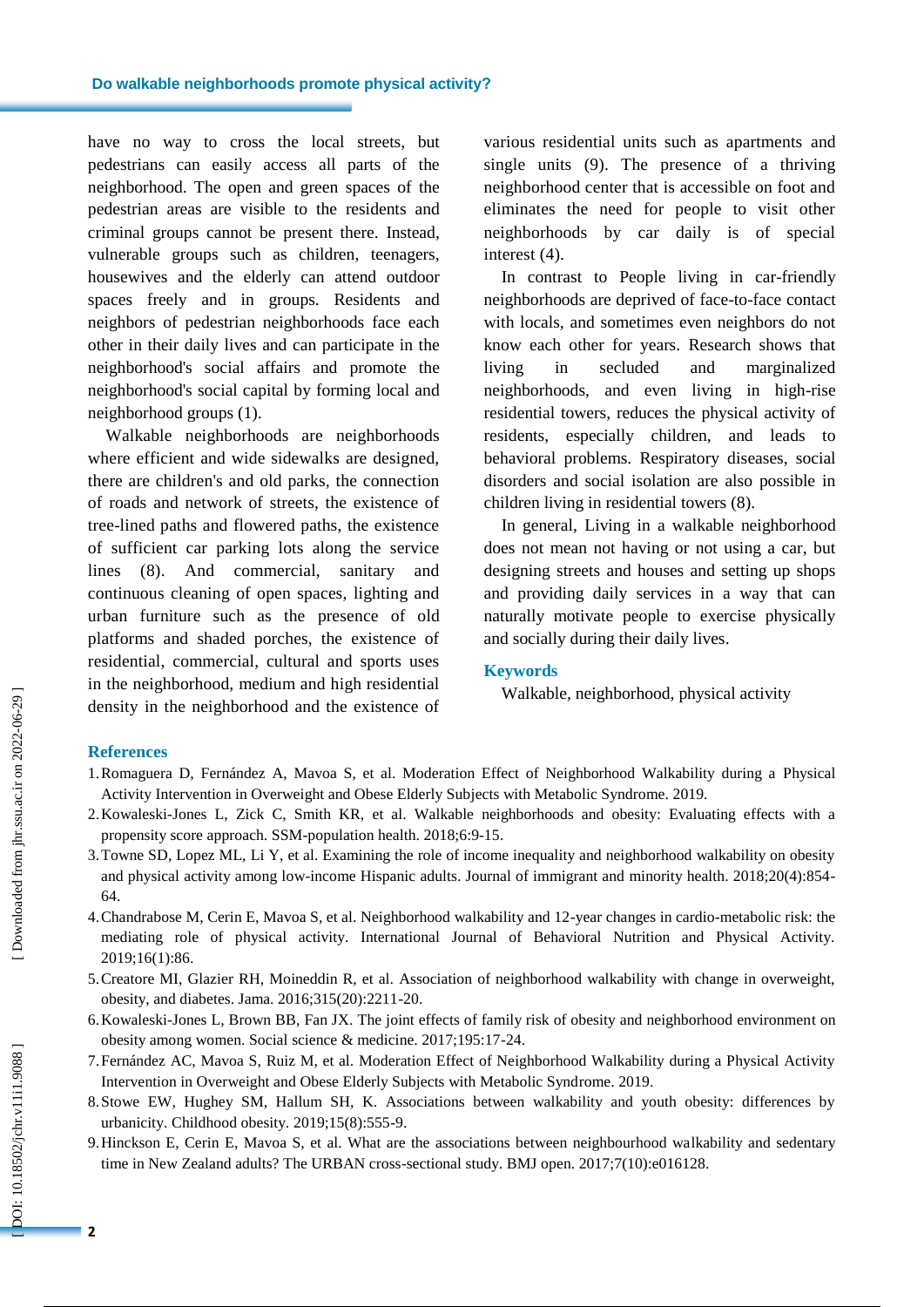have no way to cross the local streets, but pedestrians can easily access all parts of the neighborhood. The open and green spaces of the pedestrian areas are visible to the residents and criminal groups cannot be present there. Instead, vulnerable groups such as children, teenagers, housewives and the elderly can attend outdoor spaces freely and in groups. Residents and neighbors of pedestrian neighborhoods face each other in their daily lives and can participate in the neighborhood's social affairs and promote the neighborhood's social capital by forming local and neighborhood groups (1).

Walkable neighborhoods are neighborhoods where efficient and wide sidewalks are designed, there are children's and old parks, the connection of roads and network of streets, the existence of tree-lined paths and flowered paths, the existence of sufficient car parking lots along the service lines (8). And commercial, sanitary and continuous cleaning of open spaces, lighting and urban furniture such as the presence of old platforms and shaded porches, the existence of residential, commercial, cultural and sports uses in the neighborhood, medium and high residential density in the neighborhood and the existence of various residential units such as apartments and single units (9). The presence of a thriving neighborhood center that is accessible on foot and eliminates the need for people to visit other neighborhoods by car daily is of special interest (4).

In contrast to People living in car-friendly neighborhoods are deprived of face-to-face contact with locals, and sometimes even neighbors do not know each other for years. Research shows that living in secluded and marginalized neighborhoods, and even living in high-rise residential towers, reduces the physical activity of residents, especially children, and leads to behavioral problems. Respiratory diseases, social disorders and social isolation are also possible in children living in residential towers (8).

In general, Living in a walkable neighborhood does not mean not having or not using a car, but designing streets and houses and setting up shops and providing daily services in a way that can naturally motivate people to exercise physically and socially during their daily lives.

## Keywords

Walkable, neighborhood, physical activity

## References

1. Romaguera D, Fernández A, Mavoa S, et al. Moderation Effect of Neighborhood Walkability during a Physical Activity Intervention in Overweight and Obese Elderly Subjects with Metabolic Syndrome. 2019.
2. Kowaleski-Jones L, Zick C, Smith KR, et al. Walkable neighborhoods and obesity: Evaluating effects with a propensity score approach. SSM-population health. 2018;6:9-15.
3. Towne SD, Lopez ML, Li Y, et al. Examining the role of income inequality and neighborhood walkability on obesity and physical activity among low-income Hispanic adults. Journal of immigrant and minority health. 2018;20(4):854-64.
4. Chandrabose M, Cerin E, Mavoa S, et al. Neighborhood walkability and 12-year changes in cardio-metabolic risk: the mediating role of physical activity. International Journal of Behavioral Nutrition and Physical Activity. 2019;16(1):86.
5. Creatore MI, Glazier RH, Moineddin R, et al. Association of neighborhood walkability with change in overweight, obesity, and diabetes. Jama. 2016;315(20):2211-20.
6. Kowaleski-Jones L, Brown BB, Fan JX. The joint effects of family risk of obesity and neighborhood environment on obesity among women. Social science & medicine. 2017;195:17-24.
7. Fernández AC, Mavoa S, Ruiz M, et al. Moderation Effect of Neighborhood Walkability during a Physical Activity Intervention in Overweight and Obese Elderly Subjects with Metabolic Syndrome. 2019.
8. Stowe EW, Hughey SM, Hallum SH, K. Associations between walkability and youth obesity: differences by urbanicity. Childhood obesity. 2019;15(8):555-9.
9. Hinckson E, Cerin E, Mavoa S, et al. What are the associations between neighbourhood walkability and sedentary time in New Zealand adults? The URBAN cross-sectional study. BMJ open. 2017;7(10):e016128.